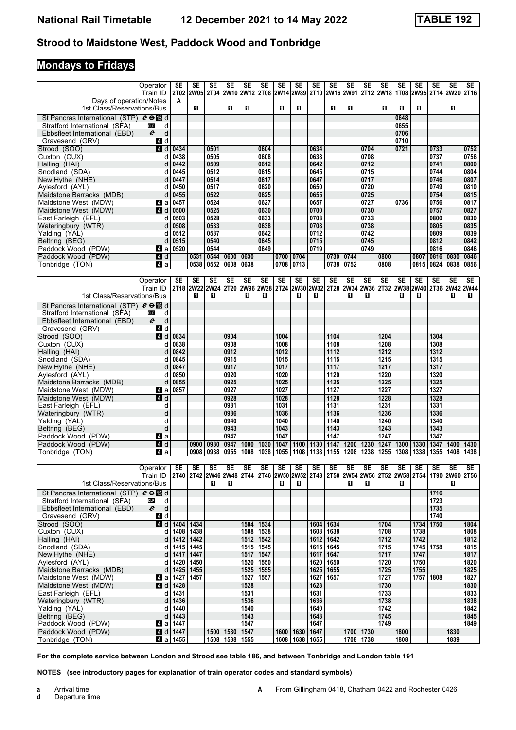## Strood to Maidstone West, Paddock Wood and Tonbridge

## Mondays to Fridays

| Operator | | SE | SE | SE | SE | SE | SE | SE | SE | SE | SE | SE | SE | SE | SE | SE | SE | SE | SE |
|---|---|---|---|---|---|---|---|---|---|---|---|---|---|---|---|---|---|---|---|
| Train ID | | 2T02 | 2W05 | 2T04 | 2W10 | 2W12 | 2T08 | 2W14 | 2W89 | 2T10 | 2W16 | 2W91 | 2T12 | 2W18 | 1T08 | 2W95 | 2T14 | 2W20 | 2T16 |
| Days of operation/Notes | | A | | | | | | | | | | | | | | | | | |
| 1st Class/Reservations/Bus | | | 1 | | 1 | 1 | | 1 | 1 | | 1 | 1 | | 1 | 1 | 1 | | 1 | |
| St Pancras International (STP) | d | | | | | | | | | | | | | | 0648 | | | | |
| Stratford International (SFA) | d | | | | | | | | | | | | | | 0655 | | | | |
| Ebbsfleet International (EBD) | d | | | | | | | | | | | | | | 0706 | | | | |
| Gravesend (GRV) | d | | | | | | | | | | | | | | 0710 | | | | |
| Strood (SOO) | d | 0434 | | 0501 | | | 0604 | | | 0634 | | | 0704 | | 0721 | | 0733 | | 0752 |
| Cuxton (CUX) | d | 0438 | | 0505 | | | 0608 | | | 0638 | | | 0708 | | | | 0737 | | 0756 |
| Halling (HAI) | d | 0442 | | 0509 | | | 0612 | | | 0642 | | | 0712 | | | | 0741 | | 0800 |
| Snodland (SDA) | d | 0445 | | 0512 | | | 0615 | | | 0645 | | | 0715 | | | | 0744 | | 0804 |
| New Hythe (NHE) | d | 0447 | | 0514 | | | 0617 | | | 0647 | | | 0717 | | | | 0746 | | 0807 |
| Aylesford (AYL) | d | 0450 | | 0517 | | | 0620 | | | 0650 | | | 0720 | | | | 0749 | | 0810 |
| Maidstone Barracks (MDB) | d | 0455 | | 0522 | | | 0625 | | | 0655 | | | 0725 | | | | 0754 | | 0815 |
| Maidstone West (MDW) | a | 0457 | | 0524 | | | 0627 | | | 0657 | | | 0727 | | 0736 | | 0756 | | 0817 |
| Maidstone West (MDW) | d | 0500 | | 0525 | | | 0630 | | | 0700 | | | 0730 | | | | 0757 | | 0827 |
| East Farleigh (EFL) | d | 0503 | | 0528 | | | 0633 | | | 0703 | | | 0733 | | | | 0800 | | 0830 |
| Wateringbury (WTR) | d | 0508 | | 0533 | | | 0638 | | | 0708 | | | 0738 | | | | 0805 | | 0835 |
| Yalding (YAL) | d | 0512 | | 0537 | | | 0642 | | | 0712 | | | 0742 | | | | 0809 | | 0839 |
| Beltring (BEG) | d | 0515 | | 0540 | | | 0645 | | | 0715 | | | 0745 | | | | 0812 | | 0842 |
| Paddock Wood (PDW) | a | 0520 | | 0544 | | | 0649 | | | 0719 | | | 0749 | | | | 0816 | | 0846 |
| Paddock Wood (PDW) | d | | 0531 | 0544 | 0600 | 0630 | | 0700 | 0704 | | 0730 | 0744 | | 0800 | | 0807 | 0816 | 0830 | 0846 |
| Tonbridge (TON) | a | | 0538 | 0552 | 0608 | 0638 | | 0708 | 0713 | | 0738 | 0752 | | 0808 | | 0815 | 0824 | 0838 | 0856 |

| Operator | | SE | SE | SE | SE | SE | SE | SE | SE | SE | SE | SE | SE | SE | SE | SE | SE | SE | SE |
|---|---|---|---|---|---|---|---|---|---|---|---|---|---|---|---|---|---|---|---|
| Train ID | | 2T18 | 2W22 | 2W24 | 2T20 | 2W96 | 2W28 | 2T24 | 2W30 | 2W32 | 2T28 | 2W34 | 2W36 | 2T32 | 2W38 | 2W40 | 2T36 | 2W42 | 2W44 |
| 1st Class/Reservations/Bus | | | 1 | 1 | | 1 | 1 | | 1 | 1 | | 1 | 1 | | 1 | 1 | | 1 | 1 |
| St Pancras International (STP) | d | | | | | | | | | | | | | | | | | | |
| Stratford International (SFA) | d | | | | | | | | | | | | | | | | | | |
| Ebbsfleet International (EBD) | d | | | | | | | | | | | | | | | | | | |
| Gravesend (GRV) | d | | | | | | | | | | | | | | | | | | |
| Strood (SOO) | d | 0834 | | | 0904 | | | 1004 | | | 1104 | | | 1204 | | | 1304 | | |
| Cuxton (CUX) | d | 0838 | | | 0908 | | | 1008 | | | 1108 | | | 1208 | | | 1308 | | |
| Halling (HAI) | d | 0842 | | | 0912 | | | 1012 | | | 1112 | | | 1212 | | | 1312 | | |
| Snodland (SDA) | d | 0845 | | | 0915 | | | 1015 | | | 1115 | | | 1215 | | | 1315 | | |
| New Hythe (NHE) | d | 0847 | | | 0917 | | | 1017 | | | 1117 | | | 1217 | | | 1317 | | |
| Aylesford (AYL) | d | 0850 | | | 0920 | | | 1020 | | | 1120 | | | 1220 | | | 1320 | | |
| Maidstone Barracks (MDB) | d | 0855 | | | 0925 | | | 1025 | | | 1125 | | | 1225 | | | 1325 | | |
| Maidstone West (MDW) | a | 0857 | | | 0927 | | | 1027 | | | 1127 | | | 1227 | | | 1327 | | |
| Maidstone West (MDW) | d | | | | 0928 | | | 1028 | | | 1128 | | | 1228 | | | 1328 | | |
| East Farleigh (EFL) | d | | | | 0931 | | | 1031 | | | 1131 | | | 1231 | | | 1331 | | |
| Wateringbury (WTR) | d | | | | 0936 | | | 1036 | | | 1136 | | | 1236 | | | 1336 | | |
| Yalding (YAL) | d | | | | 0940 | | | 1040 | | | 1140 | | | 1240 | | | 1340 | | |
| Beltring (BEG) | d | | | | 0943 | | | 1043 | | | 1143 | | | 1243 | | | 1343 | | |
| Paddock Wood (PDW) | a | | | | 0947 | | | 1047 | | | 1147 | | | 1247 | | | 1347 | | |
| Paddock Wood (PDW) | d | | 0900 | 0930 | 0947 | 1000 | 1030 | 1047 | 1100 | 1130 | 1147 | 1200 | 1230 | 1247 | 1300 | 1330 | 1347 | 1400 | 1430 |
| Tonbridge (TON) | a | | 0908 | 0938 | 0955 | 1008 | 1038 | 1055 | 1108 | 1138 | 1155 | 1208 | 1238 | 1255 | 1308 | 1338 | 1355 | 1408 | 1438 |

| Operator | | SE | SE | SE | SE | SE | SE | SE | SE | SE | SE | SE | SE | SE | SE | SE | SE | SE | SE |
|---|---|---|---|---|---|---|---|---|---|---|---|---|---|---|---|---|---|---|---|
| Train ID | | 2T40 | 2T42 | 2W46 | 2W48 | 2T44 | 2T46 | 2W50 | 2W52 | 2T48 | 2T50 | 2W54 | 2W56 | 2T52 | 2W58 | 2T54 | 1T90 | 2W60 | 2T56 |
| 1st Class/Reservations/Bus | | | | 1 | 1 | | | 1 | 1 | | | 1 | 1 | | 1 | | | 1 | |
| St Pancras International (STP) | d | | | | | | | | | | | | | | | | 1716 | | |
| Stratford International (SFA) | d | | | | | | | | | | | | | | | | 1723 | | |
| Ebbsfleet International (EBD) | d | | | | | | | | | | | | | | | | 1735 | | |
| Gravesend (GRV) | d | | | | | | | | | | | | | | | | 1740 | | |
| Strood (SOO) | d | 1404 | 1434 | | | 1504 | 1534 | | | 1604 | 1634 | | | 1704 | | 1734 | 1750 | | 1804 |
| Cuxton (CUX) | d | 1408 | 1438 | | | 1508 | 1538 | | | 1608 | 1638 | | | 1708 | | 1738 | | | 1808 |
| Halling (HAI) | d | 1412 | 1442 | | | 1512 | 1542 | | | 1612 | 1642 | | | 1712 | | 1742 | | | 1812 |
| Snodland (SDA) | d | 1415 | 1445 | | | 1515 | 1545 | | | 1615 | 1645 | | | 1715 | | 1745 | 1758 | | 1815 |
| New Hythe (NHE) | d | 1417 | 1447 | | | 1517 | 1547 | | | 1617 | 1647 | | | 1717 | | 1747 | | | 1817 |
| Aylesford (AYL) | d | 1420 | 1450 | | | 1520 | 1550 | | | 1620 | 1650 | | | 1720 | | 1750 | | | 1820 |
| Maidstone Barracks (MDB) | d | 1425 | 1455 | | | 1525 | 1555 | | | 1625 | 1655 | | | 1725 | | 1755 | | | 1825 |
| Maidstone West (MDW) | a | 1427 | 1457 | | | 1527 | 1557 | | | 1627 | 1657 | | | 1727 | | 1757 | 1808 | | 1827 |
| Maidstone West (MDW) | d | 1428 | | | | 1528 | | | | 1628 | | | | 1730 | | | | | 1830 |
| East Farleigh (EFL) | d | 1431 | | | | 1531 | | | | 1631 | | | | 1733 | | | | | 1833 |
| Wateringbury (WTR) | d | 1436 | | | | 1536 | | | | 1636 | | | | 1738 | | | | | 1838 |
| Yalding (YAL) | d | 1440 | | | | 1540 | | | | 1640 | | | | 1742 | | | | | 1842 |
| Beltring (BEG) | d | 1443 | | | | 1543 | | | | 1643 | | | | 1745 | | | | | 1845 |
| Paddock Wood (PDW) | a | 1447 | | | | 1547 | | | | 1647 | | | | 1749 | | | | | 1849 |
| Paddock Wood (PDW) | d | 1447 | | 1500 | 1530 | 1547 | | 1600 | 1630 | 1647 | | 1700 | 1730 | | 1800 | | | 1830 | |
| Tonbridge (TON) | a | 1455 | | 1508 | 1538 | 1555 | | 1608 | 1638 | 1655 | | 1708 | 1738 | | 1808 | | | 1839 | |

**For the complete service between London and Strood see table 186, and between Tonbridge and London table 191**

**NOTES (see introductory pages for explanation of train operator codes and standard symbols)**

- **a** Arrival time
- **d** Departure time
- **A** From Gillingham 0418, Chatham 0422 and Rochester 0426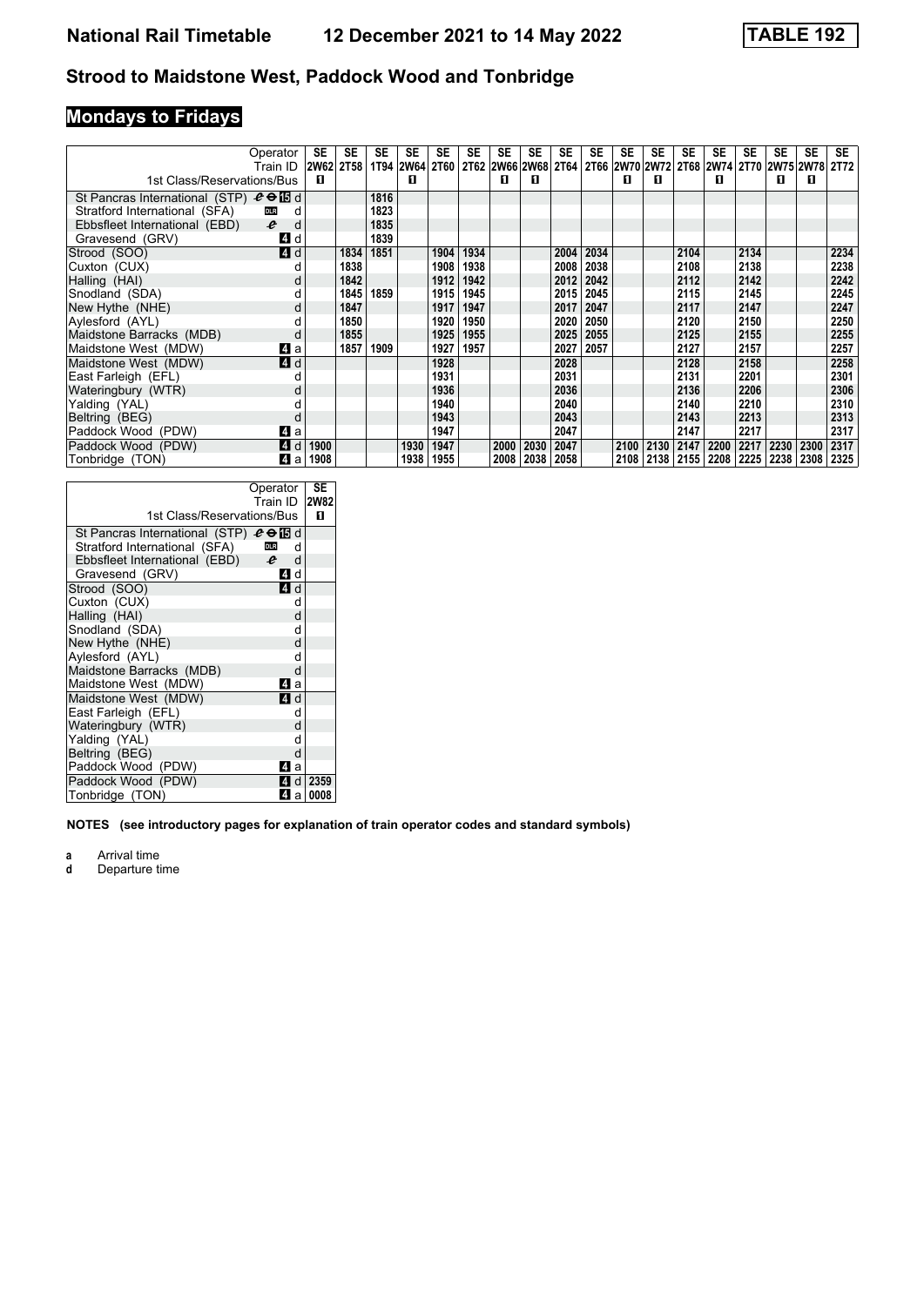# National Rail Timetable 12 December 2021 to 14 May 2022 TABLE 192

## Strood to Maidstone West, Paddock Wood and Tonbridge

### Mondays to Fridays

| Operator | | SE | SE | SE | SE | SE | SE | SE | SE | SE | SE | SE | SE | SE | SE | SE | SE | SE | SE |
|---|---|---|---|---|---|---|---|---|---|---|---|---|---|---|---|---|---|---|---|
| Train ID | | 2W62 | 2T58 | 1T94 | 2W64 | 2T60 | 2T62 | 2W66 | 2W68 | 2T64 | 2T66 | 2W70 | 2W72 | 2T68 | 2W74 | 2T70 | 2W75 | 2W78 | 2T72 |
| 1st Class/Reservations/Bus | | 1 | | | 1 | | | 1 | 1 | | | 1 | 1 | | 1 | | 1 | 1 | |
| St Pancras International (STP) | d | | | 1816 | | | | | | | | | | | | | | | |
| Stratford International (SFA) | d | | | 1823 | | | | | | | | | | | | | | | |
| Ebbsfleet International (EBD) | d | | | 1835 | | | | | | | | | | | | | | | |
| Gravesend (GRV) | 4 d | | | 1839 | | | | | | | | | | | | | | | |
| Strood (SOO) | 4 d | | 1834 | 1851 | | 1904 | 1934 | | | 2004 | 2034 | | | 2104 | | 2134 | | | 2234 |
| Cuxton (CUX) | d | | 1838 | | | 1908 | 1938 | | | 2008 | 2038 | | | 2108 | | 2138 | | | 2238 |
| Halling (HAI) | d | | 1842 | | | 1912 | 1942 | | | 2012 | 2042 | | | 2112 | | 2142 | | | 2242 |
| Snodland (SDA) | d | | 1845 | 1859 | | 1915 | 1945 | | | 2015 | 2045 | | | 2115 | | 2145 | | | 2245 |
| New Hythe (NHE) | d | | 1847 | | | 1917 | 1947 | | | 2017 | 2047 | | | 2117 | | 2147 | | | 2247 |
| Aylesford (AYL) | d | | 1850 | | | 1920 | 1950 | | | 2020 | 2050 | | | 2120 | | 2150 | | | 2250 |
| Maidstone Barracks (MDB) | d | | 1855 | | | 1925 | 1955 | | | 2025 | 2055 | | | 2125 | | 2155 | | | 2255 |
| Maidstone West (MDW) | 4 a | | 1857 | 1909 | | 1927 | 1957 | | | 2027 | 2057 | | | 2127 | | 2157 | | | 2257 |
| Maidstone West (MDW) | 4 d | | | | | 1928 | | | | 2028 | | | | 2128 | | 2158 | | | 2258 |
| East Farleigh (EFL) | d | | | | | 1931 | | | | 2031 | | | | 2131 | | 2201 | | | 2301 |
| Wateringbury (WTR) | d | | | | | 1936 | | | | 2036 | | | | 2136 | | 2206 | | | 2306 |
| Yalding (YAL) | d | | | | | 1940 | | | | 2040 | | | | 2140 | | 2210 | | | 2310 |
| Beltring (BEG) | d | | | | | 1943 | | | | 2043 | | | | 2143 | | 2213 | | | 2313 |
| Paddock Wood (PDW) | 4 a | | | | | 1947 | | | | 2047 | | | | 2147 | | 2217 | | | 2317 |
| Paddock Wood (PDW) | 4 d | 1900 | | | 1930 | 1947 | | 2000 | 2030 | 2047 | | 2100 | 2130 | 2147 | 2200 | 2217 | 2230 | 2300 | 2317 |
| Tonbridge (TON) | 4 a | 1908 | | | 1938 | 1955 | | 2008 | 2038 | 2058 | | 2108 | 2138 | 2155 | 2208 | 2225 | 2238 | 2308 | 2325 |

| Operator | | SE |
|---|---|---|
| Train ID | | 2W82 |
| 1st Class/Reservations/Bus | | 1 |
| St Pancras International (STP) | d | |
| Stratford International (SFA) | d | |
| Ebbsfleet International (EBD) | d | |
| Gravesend (GRV) | 4 d | |
| Strood (SOO) | 4 d | |
| Cuxton (CUX) | d | |
| Halling (HAI) | d | |
| Snodland (SDA) | d | |
| New Hythe (NHE) | d | |
| Aylesford (AYL) | d | |
| Maidstone Barracks (MDB) | d | |
| Maidstone West (MDW) | 4 a | |
| Maidstone West (MDW) | 4 d | |
| East Farleigh (EFL) | d | |
| Wateringbury (WTR) | d | |
| Yalding (YAL) | d | |
| Beltring (BEG) | d | |
| Paddock Wood (PDW) | 4 a | |
| Paddock Wood (PDW) | 4 d | 2359 |
| Tonbridge (TON) | 4 a | 0008 |

**NOTES (see introductory pages for explanation of train operator codes and standard symbols)**

**a** Arrival time
**d** Departure time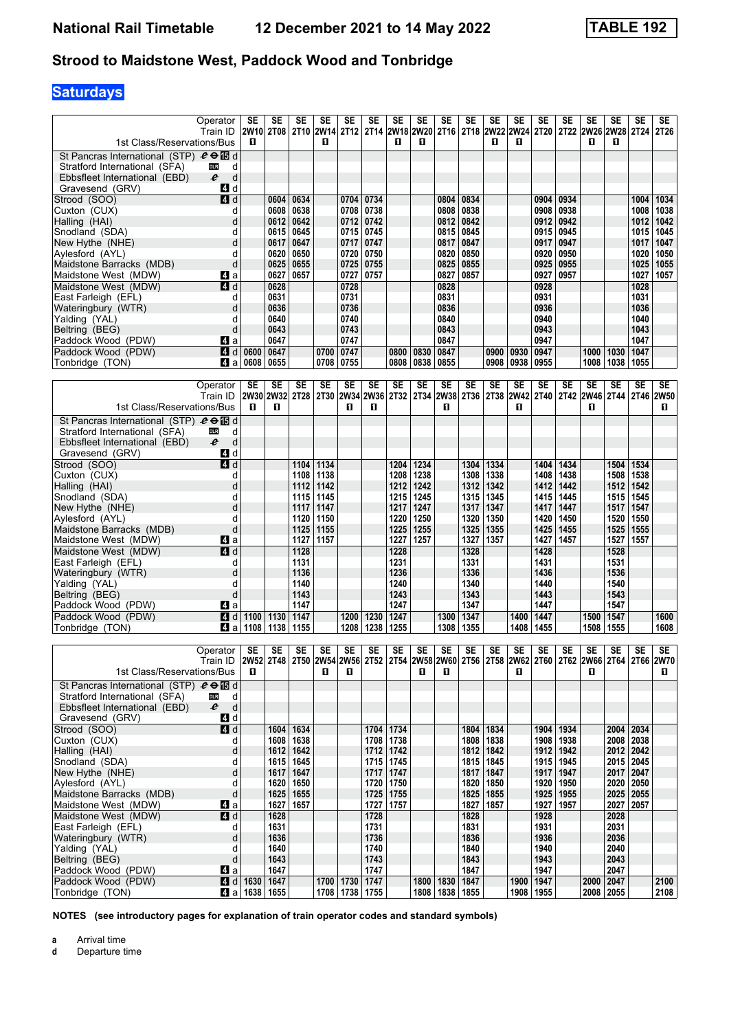# National Rail Timetable 12 December 2021 to 14 May 2022 TABLE 192

## Strood to Maidstone West, Paddock Wood and Tonbridge

**Saturdays**

| Operator | | SE | SE | SE | SE | SE | SE | SE | SE | SE | SE | SE | SE | SE | SE | SE | SE | SE | SE |
|---|---|---|---|---|---|---|---|---|---|---|---|---|---|---|---|---|---|---|---|
| Train ID | | 2W10 | 2T08 | 2T10 | 2W14 | 2T12 | 2T14 | 2W18 | 2W20 | 2T16 | 2T18 | 2W22 | 2W24 | 2T20 | 2T22 | 2W26 | 2W28 | 2T24 | 2T26 |
| 1st Class/Reservations/Bus | | ■ | | | ■ | | | ■ | ■ | | | ■ | ■ | | | ■ | ■ | | |
| St Pancras International (STP) | d | | | | | | | | | | | | | | | | | | |
| Stratford International (SFA) | d | | | | | | | | | | | | | | | | | | |
| Ebbsfleet International (EBD) | d | | | | | | | | | | | | | | | | | | |
| Gravesend (GRV) | d | | | | | | | | | | | | | | | | | | |
| Strood (SOO) | d | | 0604 | 0634 | | 0704 | 0734 | | | 0804 | 0834 | | | 0904 | 0934 | | | 1004 | 1034 |
| Cuxton (CUX) | d | | 0608 | 0638 | | 0708 | 0738 | | | 0808 | 0838 | | | 0908 | 0938 | | | 1008 | 1038 |
| Halling (HAI) | d | | 0612 | 0642 | | 0712 | 0742 | | | 0812 | 0842 | | | 0912 | 0942 | | | 1012 | 1042 |
| Snodland (SDA) | d | | 0615 | 0645 | | 0715 | 0745 | | | 0815 | 0845 | | | 0915 | 0945 | | | 1015 | 1045 |
| New Hythe (NHE) | d | | 0617 | 0647 | | 0717 | 0747 | | | 0817 | 0847 | | | 0917 | 0947 | | | 1017 | 1047 |
| Aylesford (AYL) | d | | 0620 | 0650 | | 0720 | 0750 | | | 0820 | 0850 | | | 0920 | 0950 | | | 1020 | 1050 |
| Maidstone Barracks (MDB) | d | | 0625 | 0655 | | 0725 | 0755 | | | 0825 | 0855 | | | 0925 | 0955 | | | 1025 | 1055 |
| Maidstone West (MDW) | a | | 0627 | 0657 | | 0727 | 0757 | | | 0827 | 0857 | | | 0927 | 0957 | | | 1027 | 1057 |
| Maidstone West (MDW) | d | | 0628 | | | 0728 | | | | 0828 | | | | 0928 | | | | 1028 | |
| East Farleigh (EFL) | d | | 0631 | | | 0731 | | | | 0831 | | | | 0931 | | | | 1031 | |
| Wateringbury (WTR) | d | | 0636 | | | 0736 | | | | 0836 | | | | 0936 | | | | 1036 | |
| Yalding (YAL) | d | | 0640 | | | 0740 | | | | 0840 | | | | 0940 | | | | 1040 | |
| Beltring (BEG) | d | | 0643 | | | 0743 | | | | 0843 | | | | 0943 | | | | 1043 | |
| Paddock Wood (PDW) | a | | 0647 | | | 0747 | | | | 0847 | | | | 0947 | | | | 1047 | |
| Paddock Wood (PDW) | d | 0600 | 0647 | | 0700 | 0747 | | 0800 | 0830 | 0847 | | 0900 | 0930 | 0947 | | 1000 | 1030 | 1047 | |
| Tonbridge (TON) | a | 0608 | 0655 | | 0708 | 0755 | | 0808 | 0838 | 0855 | | 0908 | 0938 | 0955 | | 1008 | 1038 | 1055 | |

| Operator | | SE | SE | SE | SE | SE | SE | SE | SE | SE | SE | SE | SE | SE | SE | SE | SE | SE | SE |
|---|---|---|---|---|---|---|---|---|---|---|---|---|---|---|---|---|---|---|---|
| Train ID | | 2W30 | 2W32 | 2T28 | 2T30 | 2W34 | 2W36 | 2T32 | 2T34 | 2W38 | 2T36 | 2T38 | 2W42 | 2T40 | 2T42 | 2W46 | 2T44 | 2T46 | 2W50 |
| 1st Class/Reservations/Bus | | ■ | ■ | | | ■ | ■ | | | ■ | | | ■ | | | ■ | | | ■ |
| St Pancras International (STP) | d | | | | | | | | | | | | | | | | | | |
| Stratford International (SFA) | d | | | | | | | | | | | | | | | | | | |
| Ebbsfleet International (EBD) | d | | | | | | | | | | | | | | | | | | |
| Gravesend (GRV) | d | | | | | | | | | | | | | | | | | | |
| Strood (SOO) | d | | | 1104 | 1134 | | | 1204 | 1234 | | 1304 | 1334 | | 1404 | 1434 | | 1504 | 1534 | |
| Cuxton (CUX) | d | | | 1108 | 1138 | | | 1208 | 1238 | | 1308 | 1338 | | 1408 | 1438 | | 1508 | 1538 | |
| Halling (HAI) | d | | | 1112 | 1142 | | | 1212 | 1242 | | 1312 | 1342 | | 1412 | 1442 | | 1512 | 1542 | |
| Snodland (SDA) | d | | | 1115 | 1145 | | | 1215 | 1245 | | 1315 | 1345 | | 1415 | 1445 | | 1515 | 1545 | |
| New Hythe (NHE) | d | | | 1117 | 1147 | | | 1217 | 1247 | | 1317 | 1347 | | 1417 | 1447 | | 1517 | 1547 | |
| Aylesford (AYL) | d | | | 1120 | 1150 | | | 1220 | 1250 | | 1320 | 1350 | | 1420 | 1450 | | 1520 | 1550 | |
| Maidstone Barracks (MDB) | d | | | 1125 | 1155 | | | 1225 | 1255 | | 1325 | 1355 | | 1425 | 1455 | | 1525 | 1555 | |
| Maidstone West (MDW) | a | | | 1127 | 1157 | | | 1227 | 1257 | | 1327 | 1357 | | 1427 | 1457 | | 1527 | 1557 | |
| Maidstone West (MDW) | d | | | 1128 | | | | 1228 | | | 1328 | | | 1428 | | | 1528 | | |
| East Farleigh (EFL) | d | | | 1131 | | | | 1231 | | | 1331 | | | 1431 | | | 1531 | | |
| Wateringbury (WTR) | d | | | 1136 | | | | 1236 | | | 1336 | | | 1436 | | | 1536 | | |
| Yalding (YAL) | d | | | 1140 | | | | 1240 | | | 1340 | | | 1440 | | | 1540 | | |
| Beltring (BEG) | d | | | 1143 | | | | 1243 | | | 1343 | | | 1443 | | | 1543 | | |
| Paddock Wood (PDW) | a | | | 1147 | | | | 1247 | | | 1347 | | | 1447 | | | 1547 | | |
| Paddock Wood (PDW) | d | 1100 | 1130 | 1147 | | 1200 | 1230 | 1247 | | 1300 | 1347 | | 1400 | 1447 | | 1500 | 1547 | | 1600 |
| Tonbridge (TON) | a | 1108 | 1138 | 1155 | | 1208 | 1238 | 1255 | | 1308 | 1355 | | 1408 | 1455 | | 1508 | 1555 | | 1608 |

| Operator | | SE | SE | SE | SE | SE | SE | SE | SE | SE | SE | SE | SE | SE | SE | SE | SE | SE | SE |
|---|---|---|---|---|---|---|---|---|---|---|---|---|---|---|---|---|---|---|---|
| Train ID | | 2W52 | 2T48 | 2T50 | 2W54 | 2W56 | 2T52 | 2T54 | 2W58 | 2W60 | 2T56 | 2T58 | 2W62 | 2T60 | 2T62 | 2W66 | 2T64 | 2T66 | 2W70 |
| 1st Class/Reservations/Bus | | ■ | | | ■ | ■ | | | ■ | ■ | | | ■ | | | ■ | | | ■ |
| St Pancras International (STP) | d | | | | | | | | | | | | | | | | | | |
| Stratford International (SFA) | d | | | | | | | | | | | | | | | | | | |
| Ebbsfleet International (EBD) | d | | | | | | | | | | | | | | | | | | |
| Gravesend (GRV) | d | | | | | | | | | | | | | | | | | | |
| Strood (SOO) | d | | 1604 | 1634 | | | 1704 | 1734 | | | 1804 | 1834 | | 1904 | 1934 | | 2004 | 2034 | |
| Cuxton (CUX) | d | | 1608 | 1638 | | | 1708 | 1738 | | | 1808 | 1838 | | 1908 | 1938 | | 2008 | 2038 | |
| Halling (HAI) | d | | 1612 | 1642 | | | 1712 | 1742 | | | 1812 | 1842 | | 1912 | 1942 | | 2012 | 2042 | |
| Snodland (SDA) | d | | 1615 | 1645 | | | 1715 | 1745 | | | 1815 | 1845 | | 1915 | 1945 | | 2015 | 2045 | |
| New Hythe (NHE) | d | | 1617 | 1647 | | | 1717 | 1747 | | | 1817 | 1847 | | 1917 | 1947 | | 2017 | 2047 | |
| Aylesford (AYL) | d | | 1620 | 1650 | | | 1720 | 1750 | | | 1820 | 1850 | | 1920 | 1950 | | 2020 | 2050 | |
| Maidstone Barracks (MDB) | d | | 1625 | 1655 | | | 1725 | 1755 | | | 1825 | 1855 | | 1925 | 1955 | | 2025 | 2055 | |
| Maidstone West (MDW) | a | | 1627 | 1657 | | | 1727 | 1757 | | | 1827 | 1857 | | 1927 | 1957 | | 2027 | 2057 | |
| Maidstone West (MDW) | d | | 1628 | | | | 1728 | | | | 1828 | | | 1928 | | | 2028 | | |
| East Farleigh (EFL) | d | | 1631 | | | | 1731 | | | | 1831 | | | 1931 | | | 2031 | | |
| Wateringbury (WTR) | d | | 1636 | | | | 1736 | | | | 1836 | | | 1936 | | | 2036 | | |
| Yalding (YAL) | d | | 1640 | | | | 1740 | | | | 1840 | | | 1940 | | | 2040 | | |
| Beltring (BEG) | d | | 1643 | | | | 1743 | | | | 1843 | | | 1943 | | | 2043 | | |
| Paddock Wood (PDW) | a | | 1647 | | | | 1747 | | | | 1847 | | | 1947 | | | 2047 | | |
| Paddock Wood (PDW) | d | 1630 | 1647 | | 1700 | 1730 | 1747 | | 1800 | 1830 | 1847 | | 1900 | 1947 | | 2000 | 2047 | | 2100 |
| Tonbridge (TON) | a | 1638 | 1655 | | 1708 | 1738 | 1755 | | 1808 | 1838 | 1855 | | 1908 | 1955 | | 2008 | 2055 | | 2108 |

**NOTES (see introductory pages for explanation of train operator codes and standard symbols)**

**a** Arrival time
**d** Departure time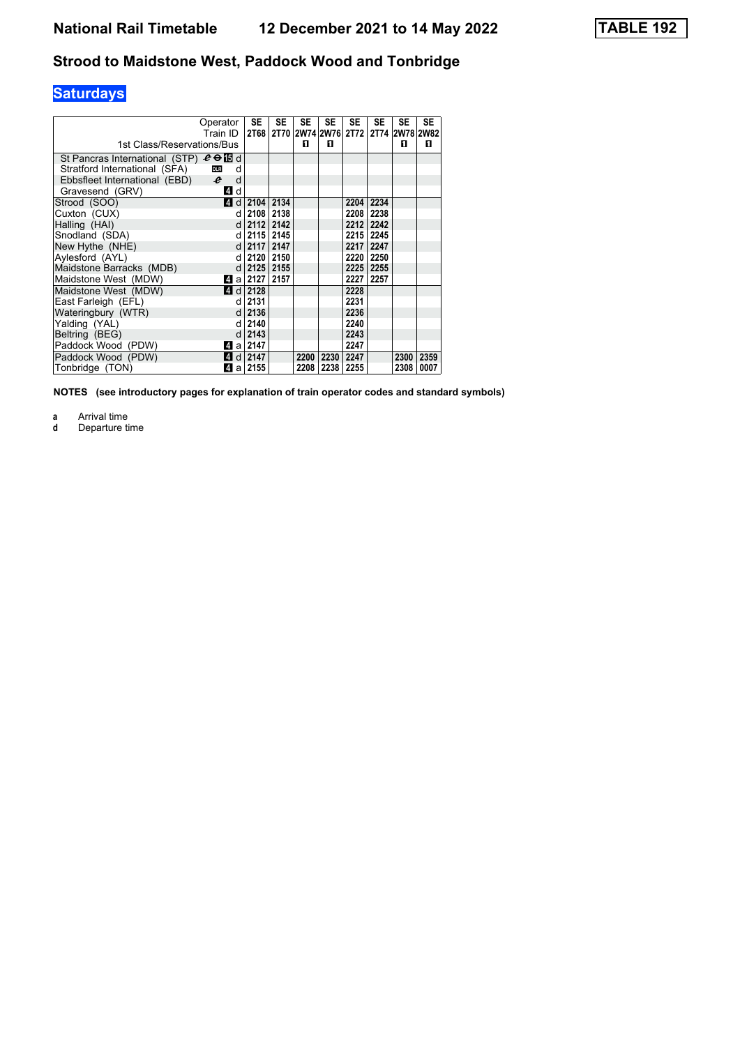# National Rail Timetable 12 December 2021 to 14 May 2022 TABLE 192

## Strood to Maidstone West, Paddock Wood and Tonbridge

### Saturdays

| Operator | | SE | SE | SE | SE | SE | SE | SE | SE |
|---|---|---|---|---|---|---|---|---|---|
| Train ID | | 2T68 | 2T70 | 2W74 | 2W76 | 2T72 | 2T74 | 2W78 | 2W82 |
| 1st Class/Reservations/Bus | | | | 1 | 1 | | | 1 | 1 |
| St Pancras International (STP) | 15 d | | | | | | | | |
| Stratford International (SFA) | DLR d | | | | | | | | |
| Ebbsfleet International (EBD) | d | | | | | | | | |
| Gravesend (GRV) | 4 d | | | | | | | | |
| Strood (SOO) | 4 d | 2104 | 2134 | | | 2204 | 2234 | | |
| Cuxton (CUX) | d | 2108 | 2138 | | | 2208 | 2238 | | |
| Halling (HAI) | d | 2112 | 2142 | | | 2212 | 2242 | | |
| Snodland (SDA) | d | 2115 | 2145 | | | 2215 | 2245 | | |
| New Hythe (NHE) | d | 2117 | 2147 | | | 2217 | 2247 | | |
| Aylesford (AYL) | d | 2120 | 2150 | | | 2220 | 2250 | | |
| Maidstone Barracks (MDB) | d | 2125 | 2155 | | | 2225 | 2255 | | |
| Maidstone West (MDW) | 4 a | 2127 | 2157 | | | 2227 | 2257 | | |
| Maidstone West (MDW) | 4 d | 2128 | | | | 2228 | | | |
| East Farleigh (EFL) | d | 2131 | | | | 2231 | | | |
| Wateringbury (WTR) | d | 2136 | | | | 2236 | | | |
| Yalding (YAL) | d | 2140 | | | | 2240 | | | |
| Beltring (BEG) | d | 2143 | | | | 2243 | | | |
| Paddock Wood (PDW) | 4 a | 2147 | | | | 2247 | | | |
| Paddock Wood (PDW) | 4 d | 2147 | | 2200 | 2230 | 2247 | | 2300 | 2359 |
| Tonbridge (TON) | 4 a | 2155 | | 2208 | 2238 | 2255 | | 2308 | 0007 |

**NOTES (see introductory pages for explanation of train operator codes and standard symbols)**

**a** Arrival time
**d** Departure time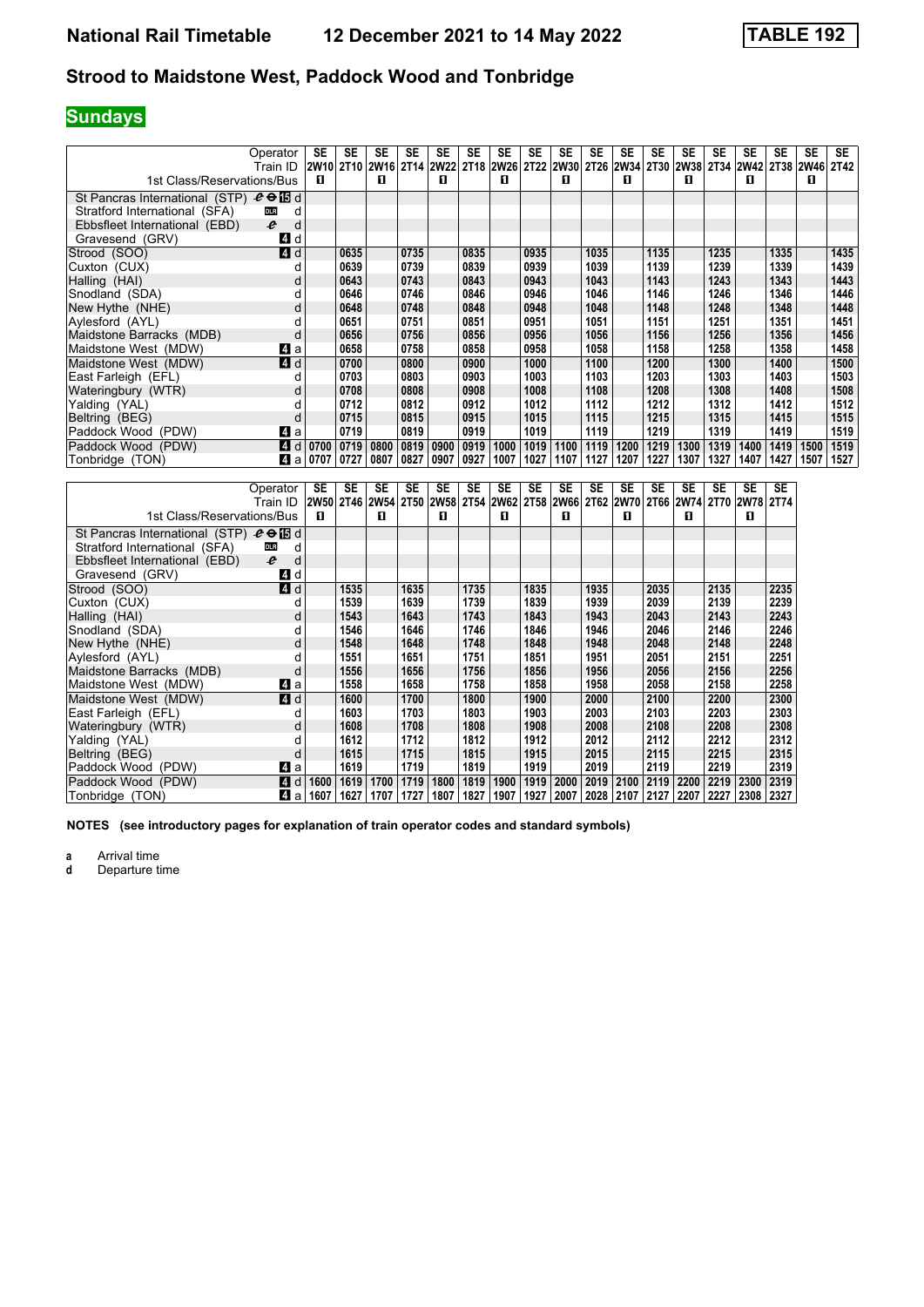# National Rail Timetable 12 December 2021 to 14 May 2022 TABLE 192

## Strood to Maidstone West, Paddock Wood and Tonbridge

### Sundays

| Operator | | SE | SE | SE | SE | SE | SE | SE | SE | SE | SE | SE | SE | SE | SE | SE | SE | SE | SE |
|---|---|---|---|---|---|---|---|---|---|---|---|---|---|---|---|---|---|---|---|
| Train ID | | 2W10 | 2T10 | 2W16 | 2T14 | 2W22 | 2T18 | 2W26 | 2T22 | 2W30 | 2T26 | 2W34 | 2T30 | 2W38 | 2T34 | 2W42 | 2T38 | 2W46 | 2T42 |
| 1st Class/Reservations/Bus | | 1 | | 1 | | 1 | | 1 | | 1 | | 1 | | 1 | | 1 | | 1 | |
| St Pancras International (STP) | d | | | | | | | | | | | | | | | | | | |
| Stratford International (SFA) | d | | | | | | | | | | | | | | | | | | |
| Ebbsfleet International (EBD) | d | | | | | | | | | | | | | | | | | | |
| Gravesend (GRV) | d | | | | | | | | | | | | | | | | | | |
| Strood (SOO) | d | | 0635 | | 0735 | | 0835 | | 0935 | | 1035 | | 1135 | | 1235 | | 1335 | | 1435 |
| Cuxton (CUX) | d | | 0639 | | 0739 | | 0839 | | 0939 | | 1039 | | 1139 | | 1239 | | 1339 | | 1439 |
| Halling (HAI) | d | | 0643 | | 0743 | | 0843 | | 0943 | | 1043 | | 1143 | | 1243 | | 1343 | | 1443 |
| Snodland (SDA) | d | | 0646 | | 0746 | | 0846 | | 0946 | | 1046 | | 1146 | | 1246 | | 1346 | | 1446 |
| New Hythe (NHE) | d | | 0648 | | 0748 | | 0848 | | 0948 | | 1048 | | 1148 | | 1248 | | 1348 | | 1448 |
| Aylesford (AYL) | d | | 0651 | | 0751 | | 0851 | | 0951 | | 1051 | | 1151 | | 1251 | | 1351 | | 1451 |
| Maidstone Barracks (MDB) | d | | 0656 | | 0756 | | 0856 | | 0956 | | 1056 | | 1156 | | 1256 | | 1356 | | 1456 |
| Maidstone West (MDW) | a | | 0658 | | 0758 | | 0858 | | 0958 | | 1058 | | 1158 | | 1258 | | 1358 | | 1458 |
| Maidstone West (MDW) | d | | 0700 | | 0800 | | 0900 | | 1000 | | 1100 | | 1200 | | 1300 | | 1400 | | 1500 |
| East Farleigh (EFL) | d | | 0703 | | 0803 | | 0903 | | 1003 | | 1103 | | 1203 | | 1303 | | 1403 | | 1503 |
| Wateringbury (WTR) | d | | 0708 | | 0808 | | 0908 | | 1008 | | 1108 | | 1208 | | 1308 | | 1408 | | 1508 |
| Yalding (YAL) | d | | 0712 | | 0812 | | 0912 | | 1012 | | 1112 | | 1212 | | 1312 | | 1412 | | 1512 |
| Beltring (BEG) | d | | 0715 | | 0815 | | 0915 | | 1015 | | 1115 | | 1215 | | 1315 | | 1415 | | 1515 |
| Paddock Wood (PDW) | a | | 0719 | | 0819 | | 0919 | | 1019 | | 1119 | | 1219 | | 1319 | | 1419 | | 1519 |
| Paddock Wood (PDW) | d | 0700 | 0719 | 0800 | 0819 | 0900 | 0919 | 1000 | 1019 | 1100 | 1119 | 1200 | 1219 | 1300 | 1319 | 1400 | 1419 | 1500 | 1519 |
| Tonbridge (TON) | a | 0707 | 0727 | 0807 | 0827 | 0907 | 0927 | 1007 | 1027 | 1107 | 1127 | 1207 | 1227 | 1307 | 1327 | 1407 | 1427 | 1507 | 1527 |

| Operator | | SE | SE | SE | SE | SE | SE | SE | SE | SE | SE | SE | SE | SE | SE | SE | SE |
|---|---|---|---|---|---|---|---|---|---|---|---|---|---|---|---|---|---|
| Train ID | | 2W50 | 2T46 | 2W54 | 2T50 | 2W58 | 2T54 | 2W62 | 2T58 | 2W66 | 2T62 | 2W70 | 2T66 | 2W74 | 2T70 | 2W78 | 2T74 |
| 1st Class/Reservations/Bus | | 1 | | 1 | | 1 | | 1 | | 1 | | 1 | | 1 | | 1 | |
| St Pancras International (STP) | d | | | | | | | | | | | | | | | | |
| Stratford International (SFA) | d | | | | | | | | | | | | | | | | |
| Ebbsfleet International (EBD) | d | | | | | | | | | | | | | | | | |
| Gravesend (GRV) | d | | | | | | | | | | | | | | | | |
| Strood (SOO) | d | | 1535 | | 1635 | | 1735 | | 1835 | | 1935 | | 2035 | | 2135 | | 2235 |
| Cuxton (CUX) | d | | 1539 | | 1639 | | 1739 | | 1839 | | 1939 | | 2039 | | 2139 | | 2239 |
| Halling (HAI) | d | | 1543 | | 1643 | | 1743 | | 1843 | | 1943 | | 2043 | | 2143 | | 2243 |
| Snodland (SDA) | d | | 1546 | | 1646 | | 1746 | | 1846 | | 1946 | | 2046 | | 2146 | | 2246 |
| New Hythe (NHE) | d | | 1548 | | 1648 | | 1748 | | 1848 | | 1948 | | 2048 | | 2148 | | 2248 |
| Aylesford (AYL) | d | | 1551 | | 1651 | | 1751 | | 1851 | | 1951 | | 2051 | | 2151 | | 2251 |
| Maidstone Barracks (MDB) | d | | 1556 | | 1656 | | 1756 | | 1856 | | 1956 | | 2056 | | 2156 | | 2256 |
| Maidstone West (MDW) | a | | 1558 | | 1658 | | 1758 | | 1858 | | 1958 | | 2058 | | 2158 | | 2258 |
| Maidstone West (MDW) | d | | 1600 | | 1700 | | 1800 | | 1900 | | 2000 | | 2100 | | 2200 | | 2300 |
| East Farleigh (EFL) | d | | 1603 | | 1703 | | 1803 | | 1903 | | 2003 | | 2103 | | 2203 | | 2303 |
| Wateringbury (WTR) | d | | 1608 | | 1708 | | 1808 | | 1908 | | 2008 | | 2108 | | 2208 | | 2308 |
| Yalding (YAL) | d | | 1612 | | 1712 | | 1812 | | 1912 | | 2012 | | 2112 | | 2212 | | 2312 |
| Beltring (BEG) | d | | 1615 | | 1715 | | 1815 | | 1915 | | 2015 | | 2115 | | 2215 | | 2315 |
| Paddock Wood (PDW) | a | | 1619 | | 1719 | | 1819 | | 1919 | | 2019 | | 2119 | | 2219 | | 2319 |
| Paddock Wood (PDW) | d | 1600 | 1619 | 1700 | 1719 | 1800 | 1819 | 1900 | 1919 | 2000 | 2019 | 2100 | 2119 | 2200 | 2219 | 2300 | 2319 |
| Tonbridge (TON) | a | 1607 | 1627 | 1707 | 1727 | 1807 | 1827 | 1907 | 1927 | 2007 | 2028 | 2107 | 2127 | 2207 | 2227 | 2308 | 2327 |

**NOTES (see introductory pages for explanation of train operator codes and standard symbols)**

**a** Arrival time
**d** Departure time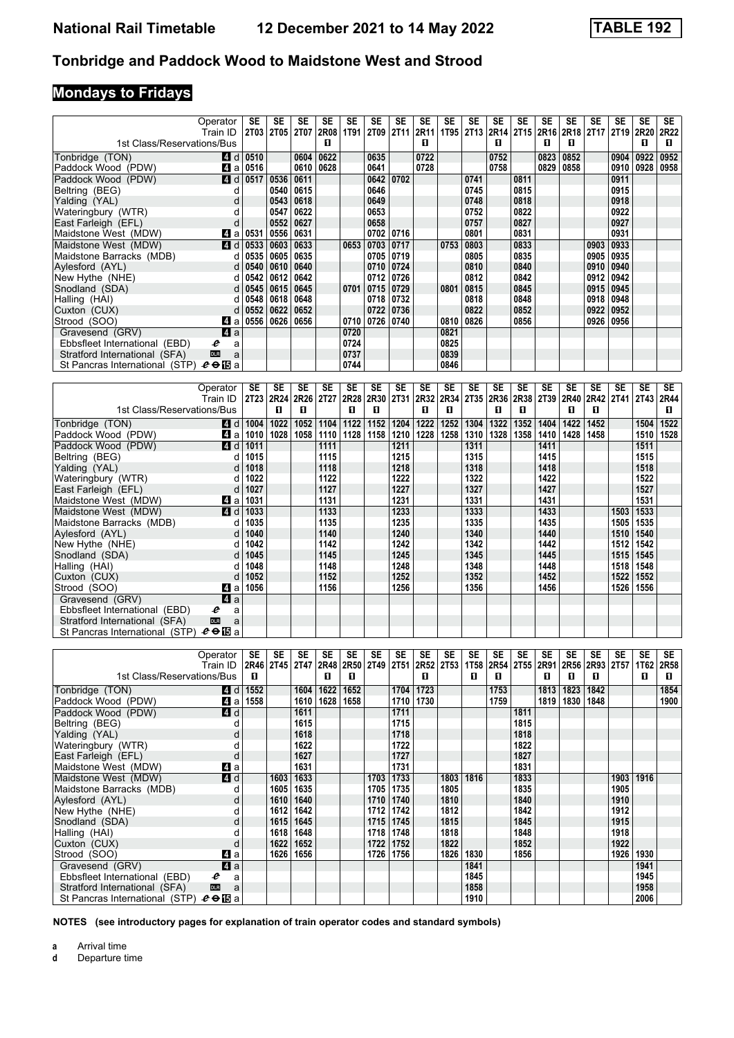# National Rail Timetable 12 December 2021 to 14 May 2022 TABLE 192

## Tonbridge and Paddock Wood to Maidstone West and Strood

## Mondays to Fridays

| Operator | | SE | SE | SE | SE | SE | SE | SE | SE | SE | SE | SE | SE | SE | SE | SE | SE | SE | SE |
|---|---|---|---|---|---|---|---|---|---|---|---|---|---|---|---|---|---|---|---|
| Train ID | | 2T03 | 2T05 | 2T07 | 2R08 | 1T91 | 2T09 | 2T11 | 2R11 | 1T95 | 2T13 | 2R14 | 2T15 | 2R16 | 2R18 | 2T17 | 2T19 | 2R20 | 2R22 |
| 1st Class/Reservations/Bus | | | | | ■ | | | | ■ | | | ■ | | ■ | ■ | | | ■ | ■ |
| Tonbridge (TON) | 4 d | 0510 | | 0604 | 0622 | | 0635 | | 0722 | | | 0752 | | 0823 | 0852 | | 0904 | 0922 | 0952 |
| Paddock Wood (PDW) | 4 a | 0516 | | 0610 | 0628 | | 0641 | | 0728 | | | 0758 | | 0829 | 0858 | | 0910 | 0928 | 0958 |
| Paddock Wood (PDW) | 4 d | 0517 | 0536 | 0611 | | | 0642 | 0702 | | | 0741 | | 0811 | | | | 0911 | | |
| Beltring (BEG) | d | | 0540 | 0615 | | | 0646 | | | | 0745 | | 0815 | | | | 0915 | | |
| Yalding (YAL) | d | | 0543 | 0618 | | | 0649 | | | | 0748 | | 0818 | | | | 0918 | | |
| Wateringbury (WTR) | d | | 0547 | 0622 | | | 0653 | | | | 0752 | | 0822 | | | | 0922 | | |
| East Farleigh (EFL) | d | | 0552 | 0627 | | | 0658 | | | | 0757 | | 0827 | | | | 0927 | | |
| Maidstone West (MDW) | 4 a | 0531 | 0556 | 0631 | | | 0702 | 0716 | | | 0801 | | 0831 | | | | 0931 | | |
| Maidstone West (MDW) | 4 d | 0533 | 0603 | 0633 | | 0653 | 0703 | 0717 | | 0753 | 0803 | | 0833 | | | 0903 | 0933 | | |
| Maidstone Barracks (MDB) | d | 0535 | 0605 | 0635 | | | 0705 | 0719 | | | 0805 | | 0835 | | | 0905 | 0935 | | |
| Aylesford (AYL) | d | 0540 | 0610 | 0640 | | | 0710 | 0724 | | | 0810 | | 0840 | | | 0910 | 0940 | | |
| New Hythe (NHE) | d | 0542 | 0612 | 0642 | | | 0712 | 0726 | | | 0812 | | 0842 | | | 0912 | 0942 | | |
| Snodland (SDA) | d | 0545 | 0615 | 0645 | | 0701 | 0715 | 0729 | | 0801 | 0815 | | 0845 | | | 0915 | 0945 | | |
| Halling (HAI) | d | 0548 | 0618 | 0648 | | | 0718 | 0732 | | | 0818 | | 0848 | | | 0918 | 0948 | | |
| Cuxton (CUX) | d | 0552 | 0622 | 0652 | | | 0722 | 0736 | | | 0822 | | 0852 | | | 0922 | 0952 | | |
| Strood (SOO) | 4 a | 0556 | 0626 | 0656 | | 0710 | 0726 | 0740 | | 0810 | 0826 | | 0856 | | | 0926 | 0956 | | |
| Gravesend (GRV) | 4 a | | | | | 0720 | | | | 0821 | | | | | | | | | |
| Ebbsfleet International (EBD) | a | | | | | 0724 | | | | 0825 | | | | | | | | | |
| Stratford International (SFA) | a | | | | | 0737 | | | | 0839 | | | | | | | | | |
| St Pancras International (STP) | 15 a | | | | | 0744 | | | | 0846 | | | | | | | | | |

| Operator | | SE | SE | SE | SE | SE | SE | SE | SE | SE | SE | SE | SE | SE | SE | SE | SE | SE | SE |
|---|---|---|---|---|---|---|---|---|---|---|---|---|---|---|---|---|---|---|---|
| Train ID | | 2T23 | 2R24 | 2R26 | 2T27 | 2R28 | 2R30 | 2T31 | 2R32 | 2R34 | 2T35 | 2R36 | 2R38 | 2T39 | 2R40 | 2R42 | 2T41 | 2T43 | 2R44 |
| 1st Class/Reservations/Bus | | | ■ | ■ | | ■ | ■ | | ■ | ■ | | ■ | ■ | | ■ | ■ | | | ■ |
| Tonbridge (TON) | 4 d | 1004 | 1022 | 1052 | 1104 | 1122 | 1152 | 1204 | 1222 | 1252 | 1304 | 1322 | 1352 | 1404 | 1422 | 1452 | | 1504 | 1522 |
| Paddock Wood (PDW) | 4 a | 1010 | 1028 | 1058 | 1110 | 1128 | 1158 | 1210 | 1228 | 1258 | 1310 | 1328 | 1358 | 1410 | 1428 | 1458 | | 1510 | 1528 |
| Paddock Wood (PDW) | 4 d | 1011 | | | 1111 | | | 1211 | | | 1311 | | | 1411 | | | | 1511 | |
| Beltring (BEG) | d | 1015 | | | 1115 | | | 1215 | | | 1315 | | | 1415 | | | | 1515 | |
| Yalding (YAL) | d | 1018 | | | 1118 | | | 1218 | | | 1318 | | | 1418 | | | | 1518 | |
| Wateringbury (WTR) | d | 1022 | | | 1122 | | | 1222 | | | 1322 | | | 1422 | | | | 1522 | |
| East Farleigh (EFL) | d | 1027 | | | 1127 | | | 1227 | | | 1327 | | | 1427 | | | | 1527 | |
| Maidstone West (MDW) | 4 a | 1031 | | | 1131 | | | 1231 | | | 1331 | | | 1431 | | | | 1531 | |
| Maidstone West (MDW) | 4 d | 1033 | | | 1133 | | | 1233 | | | 1333 | | | 1433 | | | 1503 | 1533 | |
| Maidstone Barracks (MDB) | d | 1035 | | | 1135 | | | 1235 | | | 1335 | | | 1435 | | | 1505 | 1535 | |
| Aylesford (AYL) | d | 1040 | | | 1140 | | | 1240 | | | 1340 | | | 1440 | | | 1510 | 1540 | |
| New Hythe (NHE) | d | 1042 | | | 1142 | | | 1242 | | | 1342 | | | 1442 | | | 1512 | 1542 | |
| Snodland (SDA) | d | 1045 | | | 1145 | | | 1245 | | | 1345 | | | 1445 | | | 1515 | 1545 | |
| Halling (HAI) | d | 1048 | | | 1148 | | | 1248 | | | 1348 | | | 1448 | | | 1518 | 1548 | |
| Cuxton (CUX) | d | 1052 | | | 1152 | | | 1252 | | | 1352 | | | 1452 | | | 1522 | 1552 | |
| Strood (SOO) | 4 a | 1056 | | | 1156 | | | 1256 | | | 1356 | | | 1456 | | | 1526 | 1556 | |
| Gravesend (GRV) | 4 a | | | | | | | | | | | | | | | | | | |
| Ebbsfleet International (EBD) | a | | | | | | | | | | | | | | | | | | |
| Stratford International (SFA) | a | | | | | | | | | | | | | | | | | | |
| St Pancras International (STP) | 15 a | | | | | | | | | | | | | | | | | | |

| Operator | | SE | SE | SE | SE | SE | SE | SE | SE | SE | SE | SE | SE | SE | SE | SE | SE | SE | SE |
|---|---|---|---|---|---|---|---|---|---|---|---|---|---|---|---|---|---|---|---|
| Train ID | | 2R46 | 2T45 | 2T47 | 2R48 | 2R50 | 2T49 | 2T51 | 2R52 | 2T53 | 1T58 | 2R54 | 2T55 | 2R91 | 2R56 | 2R93 | 2T57 | 1T62 | 2R58 |
| 1st Class/Reservations/Bus | | ■ | | | ■ | ■ | | | ■ | | ■ | ■ | | ■ | ■ | ■ | | ■ | ■ |
| Tonbridge (TON) | 4 d | 1552 | | 1604 | 1622 | 1652 | | 1704 | 1723 | | | 1753 | | 1813 | 1823 | 1842 | | | 1854 |
| Paddock Wood (PDW) | 4 a | 1558 | | 1610 | 1628 | 1658 | | 1710 | 1730 | | | 1759 | | 1819 | 1830 | 1848 | | | 1900 |
| Paddock Wood (PDW) | 4 d | | | 1611 | | | | 1711 | | | | | 1811 | | | | | | |
| Beltring (BEG) | d | | | 1615 | | | | 1715 | | | | | 1815 | | | | | | |
| Yalding (YAL) | d | | | 1618 | | | | 1718 | | | | | 1818 | | | | | | |
| Wateringbury (WTR) | d | | | 1622 | | | | 1722 | | | | | 1822 | | | | | | |
| East Farleigh (EFL) | d | | | 1627 | | | | 1727 | | | | | 1827 | | | | | | |
| Maidstone West (MDW) | 4 a | | | 1631 | | | | 1731 | | | | | 1831 | | | | | | |
| Maidstone West (MDW) | 4 d | | 1603 | 1633 | | | 1703 | 1733 | | 1803 | 1816 | | 1833 | | | | 1903 | 1916 | |
| Maidstone Barracks (MDB) | d | | 1605 | 1635 | | | 1705 | 1735 | | 1805 | | | 1835 | | | | 1905 | | |
| Aylesford (AYL) | d | | 1610 | 1640 | | | 1710 | 1740 | | 1810 | | | 1840 | | | | 1910 | | |
| New Hythe (NHE) | d | | 1612 | 1642 | | | 1712 | 1742 | | 1812 | | | 1842 | | | | 1912 | | |
| Snodland (SDA) | d | | 1615 | 1645 | | | 1715 | 1745 | | 1815 | | | 1845 | | | | 1915 | | |
| Halling (HAI) | d | | 1618 | 1648 | | | 1718 | 1748 | | 1818 | | | 1848 | | | | 1918 | | |
| Cuxton (CUX) | d | | 1622 | 1652 | | | 1722 | 1752 | | 1822 | | | 1852 | | | | 1922 | | |
| Strood (SOO) | 4 a | | 1626 | 1656 | | | 1726 | 1756 | | 1826 | 1830 | | 1856 | | | | 1926 | 1930 | |
| Gravesend (GRV) | 4 a | | | | | | | | | | 1841 | | | | | | | 1941 | |
| Ebbsfleet International (EBD) | a | | | | | | | | | | 1845 | | | | | | | 1945 | |
| Stratford International (SFA) | a | | | | | | | | | | 1858 | | | | | | | 1958 | |
| St Pancras International (STP) | 15 a | | | | | | | | | | 1910 | | | | | | | 2006 | |

**NOTES (see introductory pages for explanation of train operator codes and standard symbols)**

**a** Arrival time
**d** Departure time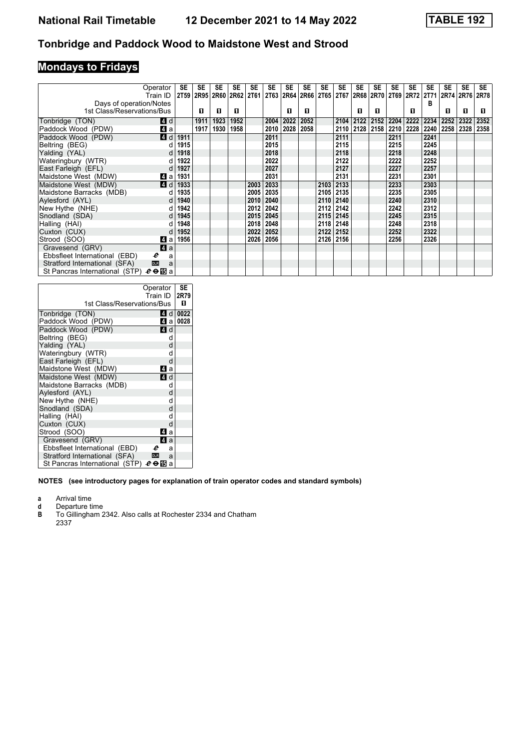# National Rail Timetable 12 December 2021 to 14 May 2022 TABLE 192

## Tonbridge and Paddock Wood to Maidstone West and Strood

## Mondays to Fridays

| Operator | | SE | SE | SE | SE | SE | SE | SE | SE | SE | SE | SE | SE | SE | SE | SE | SE | SE | SE |
|---|---|---|---|---|---|---|---|---|---|---|---|---|---|---|---|---|---|---|---|
| Train ID | | 2T59 | 2R95 | 2R60 | 2R62 | 2T61 | 2T63 | 2R64 | 2R66 | 2T65 | 2T67 | 2R68 | 2R70 | 2T69 | 2R72 | 2T71 | 2R74 | 2R76 | 2R78 |
| Days of operation/Notes | | | | | | | | | | | | | | | | B | | | |
| 1st Class/Reservations/Bus | | | 1 | 1 | 1 | | | 1 | 1 | | | 1 | 1 | | 1 | | 1 | 1 | 1 |
| Tonbridge (TON) | 4 d | | 1911 | 1923 | 1952 | | 2004 | 2022 | 2052 | | 2104 | 2122 | 2152 | 2204 | 2222 | 2234 | 2252 | 2322 | 2352 |
| Paddock Wood (PDW) | 4 a | | 1917 | 1930 | 1958 | | 2010 | 2028 | 2058 | | 2110 | 2128 | 2158 | 2210 | 2228 | 2240 | 2258 | 2328 | 2358 |
| Paddock Wood (PDW) | 4 d | 1911 | | | | | 2011 | | | | 2111 | | | 2211 | | 2241 | | | |
| Beltring (BEG) | d | 1915 | | | | | 2015 | | | | 2115 | | | 2215 | | 2245 | | | |
| Yalding (YAL) | d | 1918 | | | | | 2018 | | | | 2118 | | | 2218 | | 2248 | | | |
| Wateringbury (WTR) | d | 1922 | | | | | 2022 | | | | 2122 | | | 2222 | | 2252 | | | |
| East Farleigh (EFL) | d | 1927 | | | | | 2027 | | | | 2127 | | | 2227 | | 2257 | | | |
| Maidstone West (MDW) | 4 a | 1931 | | | | | 2031 | | | | 2131 | | | 2231 | | 2301 | | | |
| Maidstone West (MDW) | 4 d | 1933 | | | | 2003 | 2033 | | | 2103 | 2133 | | | 2233 | | 2303 | | | |
| Maidstone Barracks (MDB) | d | 1935 | | | | 2005 | 2035 | | | 2105 | 2135 | | | 2235 | | 2305 | | | |
| Aylesford (AYL) | d | 1940 | | | | 2010 | 2040 | | | 2110 | 2140 | | | 2240 | | 2310 | | | |
| New Hythe (NHE) | d | 1942 | | | | 2012 | 2042 | | | 2112 | 2142 | | | 2242 | | 2312 | | | |
| Snodland (SDA) | d | 1945 | | | | 2015 | 2045 | | | 2115 | 2145 | | | 2245 | | 2315 | | | |
| Halling (HAI) | d | 1948 | | | | 2018 | 2048 | | | 2118 | 2148 | | | 2248 | | 2318 | | | |
| Cuxton (CUX) | d | 1952 | | | | 2022 | 2052 | | | 2122 | 2152 | | | 2252 | | 2322 | | | |
| Strood (SOO) | 4 a | 1956 | | | | 2026 | 2056 | | | 2126 | 2156 | | | 2256 | | 2326 | | | |
| Gravesend (GRV) | 4 a | | | | | | | | | | | | | | | | | | |
| Ebbsfleet International (EBD) | a | | | | | | | | | | | | | | | | | | |
| Stratford International (SFA) | a | | | | | | | | | | | | | | | | | | |
| St Pancras International (STP) | 15 a | | | | | | | | | | | | | | | | | | |

| Operator | | SE |
|---|---|---|
| Train ID | | 2R79 |
| 1st Class/Reservations/Bus | | 1 |
| Tonbridge (TON) | 4 d | 0022 |
| Paddock Wood (PDW) | 4 a | 0028 |
| Paddock Wood (PDW) | 4 d | |
| Beltring (BEG) | d | |
| Yalding (YAL) | d | |
| Wateringbury (WTR) | d | |
| East Farleigh (EFL) | d | |
| Maidstone West (MDW) | 4 a | |
| Maidstone West (MDW) | 4 d | |
| Maidstone Barracks (MDB) | d | |
| Aylesford (AYL) | d | |
| New Hythe (NHE) | d | |
| Snodland (SDA) | d | |
| Halling (HAI) | d | |
| Cuxton (CUX) | d | |
| Strood (SOO) | 4 a | |
| Gravesend (GRV) | 4 a | |
| Ebbsfleet International (EBD) | a | |
| Stratford International (SFA) | a | |
| St Pancras International (STP) | 15 a | |

**NOTES (see introductory pages for explanation of train operator codes and standard symbols)**

- **a** Arrival time
- **d** Departure time
- **B** To Gillingham 2342. Also calls at Rochester 2334 and Chatham 2337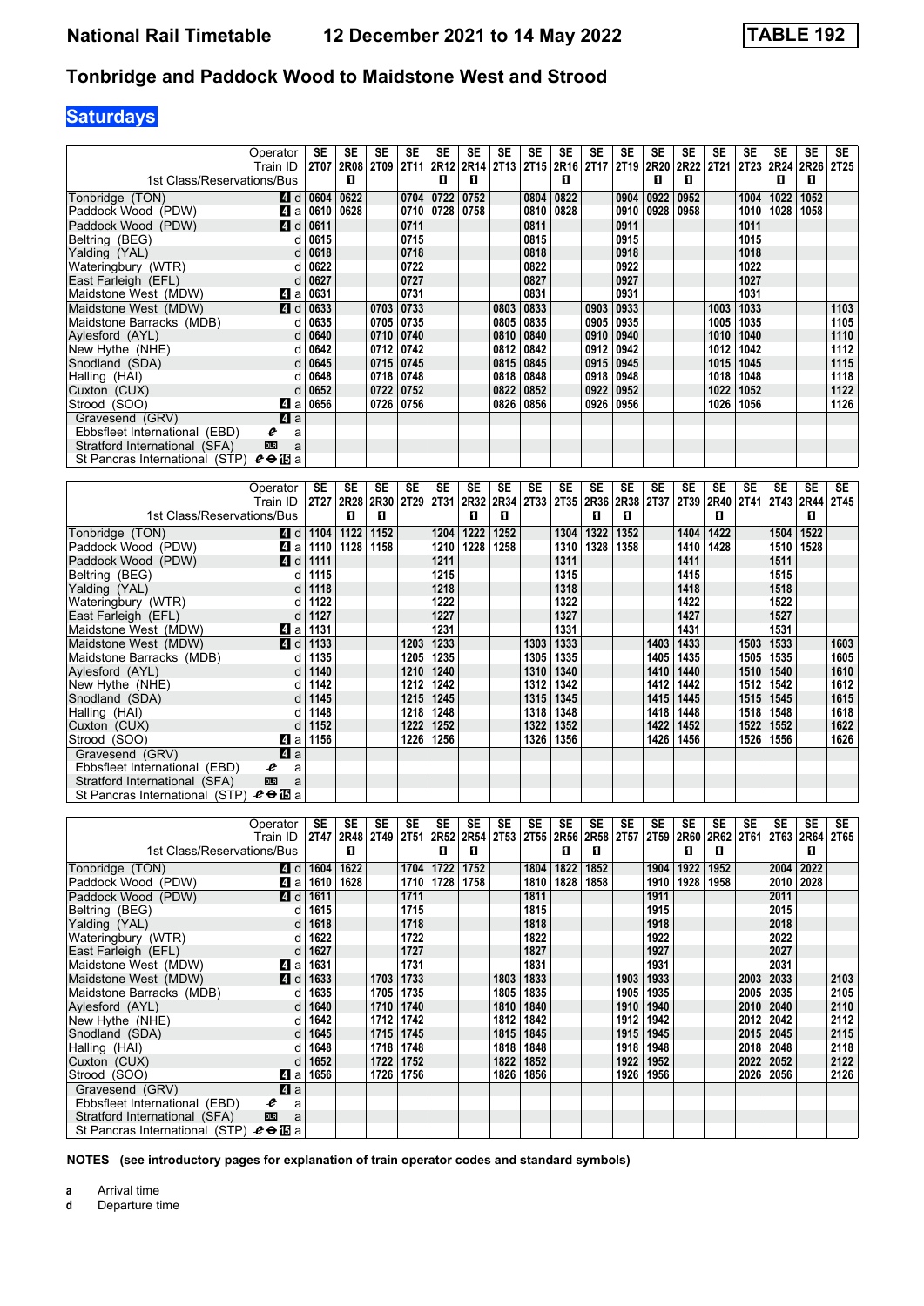# Tonbridge and Paddock Wood to Maidstone West and Strood

## Saturdays

| Operator | | SE | SE | SE | SE | SE | SE | SE | SE | SE | SE | SE | SE | SE | SE | SE | SE | SE | SE |
|---|---|---|---|---|---|---|---|---|---|---|---|---|---|---|---|---|---|---|---|
| Train ID | | 2T07 | 2R08 | 2T09 | 2T11 | 2R12 | 2R14 | 2T13 | 2T15 | 2R16 | 2T17 | 2T19 | 2R20 | 2R22 | 2T21 | 2T23 | 2R24 | 2R26 | 2T25 |
| 1st Class/Reservations/Bus | | | ■ | | | ■ | ■ | | | ■ | | | ■ | ■ | | | ■ | ■ | |
| Tonbridge (TON) | 4 d | 0604 | 0622 | | 0704 | 0722 | 0752 | | 0804 | 0822 | | 0904 | 0922 | 0952 | | 1004 | 1022 | 1052 | |
| Paddock Wood (PDW) | 4 a | 0610 | 0628 | | 0710 | 0728 | 0758 | | 0810 | 0828 | | 0910 | 0928 | 0958 | | 1010 | 1028 | 1058 | |
| Paddock Wood (PDW) | 4 d | 0611 | | | 0711 | | | | 0811 | | | 0911 | | | | 1011 | | | |
| Beltring (BEG) | d | 0615 | | | 0715 | | | | 0815 | | | 0915 | | | | 1015 | | | |
| Yalding (YAL) | d | 0618 | | | 0718 | | | | 0818 | | | 0918 | | | | 1018 | | | |
| Wateringbury (WTR) | d | 0622 | | | 0722 | | | | 0822 | | | 0922 | | | | 1022 | | | |
| East Farleigh (EFL) | d | 0627 | | | 0727 | | | | 0827 | | | 0927 | | | | 1027 | | | |
| Maidstone West (MDW) | 4 a | 0631 | | | 0731 | | | | 0831 | | | 0931 | | | | 1031 | | | |
| Maidstone West (MDW) | 4 d | 0633 | | 0703 | 0733 | | | 0803 | 0833 | | 0903 | 0933 | | | 1003 | 1033 | | | 1103 |
| Maidstone Barracks (MDB) | d | 0635 | | 0705 | 0735 | | | 0805 | 0835 | | 0905 | 0935 | | | 1005 | 1035 | | | 1105 |
| Aylesford (AYL) | d | 0640 | | 0710 | 0740 | | | 0810 | 0840 | | 0910 | 0940 | | | 1010 | 1040 | | | 1110 |
| New Hythe (NHE) | d | 0642 | | 0712 | 0742 | | | 0812 | 0842 | | 0912 | 0942 | | | 1012 | 1042 | | | 1112 |
| Snodland (SDA) | d | 0645 | | 0715 | 0745 | | | 0815 | 0845 | | 0915 | 0945 | | | 1015 | 1045 | | | 1115 |
| Halling (HAI) | d | 0648 | | 0718 | 0748 | | | 0818 | 0848 | | 0918 | 0948 | | | 1018 | 1048 | | | 1118 |
| Cuxton (CUX) | d | 0652 | | 0722 | 0752 | | | 0822 | 0852 | | 0922 | 0952 | | | 1022 | 1052 | | | 1122 |
| Strood (SOO) | 4 a | 0656 | | 0726 | 0756 | | | 0826 | 0856 | | 0926 | 0956 | | | 1026 | 1056 | | | 1126 |
| Gravesend (GRV) | 4 a | | | | | | | | | | | | | | | | | | |
| Ebbsfleet International (EBD) | a | | | | | | | | | | | | | | | | | | |
| Stratford International (SFA) | a | | | | | | | | | | | | | | | | | | |
| St Pancras International (STP) | 15 a | | | | | | | | | | | | | | | | | | |

| Operator | | SE | SE | SE | SE | SE | SE | SE | SE | SE | SE | SE | SE | SE | SE | SE | SE | SE | SE |
|---|---|---|---|---|---|---|---|---|---|---|---|---|---|---|---|---|---|---|---|
| Train ID | | 2T27 | 2R28 | 2R30 | 2T29 | 2T31 | 2R32 | 2R34 | 2T33 | 2T35 | 2R36 | 2R38 | 2T37 | 2T39 | 2R40 | 2T41 | 2T43 | 2R44 | 2T45 |
| 1st Class/Reservations/Bus | | | ■ | ■ | | | ■ | ■ | | | ■ | ■ | | | ■ | | | ■ | |
| Tonbridge (TON) | 4 d | 1104 | 1122 | 1152 | | 1204 | 1222 | 1252 | | 1304 | 1322 | 1352 | | 1404 | 1422 | | 1504 | 1522 | |
| Paddock Wood (PDW) | 4 a | 1110 | 1128 | 1158 | | 1210 | 1228 | 1258 | | 1310 | 1328 | 1358 | | 1410 | 1428 | | 1510 | 1528 | |
| Paddock Wood (PDW) | 4 d | 1111 | | | | 1211 | | | | 1311 | | | | 1411 | | | 1511 | | |
| Beltring (BEG) | d | 1115 | | | | 1215 | | | | 1315 | | | | 1415 | | | 1515 | | |
| Yalding (YAL) | d | 1118 | | | | 1218 | | | | 1318 | | | | 1418 | | | 1518 | | |
| Wateringbury (WTR) | d | 1122 | | | | 1222 | | | | 1322 | | | | 1422 | | | 1522 | | |
| East Farleigh (EFL) | d | 1127 | | | | 1227 | | | | 1327 | | | | 1427 | | | 1527 | | |
| Maidstone West (MDW) | 4 a | 1131 | | | | 1231 | | | | 1331 | | | | 1431 | | | 1531 | | |
| Maidstone West (MDW) | 4 d | 1133 | | | 1203 | 1233 | | | 1303 | 1333 | | | 1403 | 1433 | | 1503 | 1533 | | 1603 |
| Maidstone Barracks (MDB) | d | 1135 | | | 1205 | 1235 | | | 1305 | 1335 | | | 1405 | 1435 | | 1505 | 1535 | | 1605 |
| Aylesford (AYL) | d | 1140 | | | 1210 | 1240 | | | 1310 | 1340 | | | 1410 | 1440 | | 1510 | 1540 | | 1610 |
| New Hythe (NHE) | d | 1142 | | | 1212 | 1242 | | | 1312 | 1342 | | | 1412 | 1442 | | 1512 | 1542 | | 1612 |
| Snodland (SDA) | d | 1145 | | | 1215 | 1245 | | | 1315 | 1345 | | | 1415 | 1445 | | 1515 | 1545 | | 1615 |
| Halling (HAI) | d | 1148 | | | 1218 | 1248 | | | 1318 | 1348 | | | 1418 | 1448 | | 1518 | 1548 | | 1618 |
| Cuxton (CUX) | d | 1152 | | | 1222 | 1252 | | | 1322 | 1352 | | | 1422 | 1452 | | 1522 | 1552 | | 1622 |
| Strood (SOO) | 4 a | 1156 | | | 1226 | 1256 | | | 1326 | 1356 | | | 1426 | 1456 | | 1526 | 1556 | | 1626 |
| Gravesend (GRV) | 4 a | | | | | | | | | | | | | | | | | | |
| Ebbsfleet International (EBD) | a | | | | | | | | | | | | | | | | | | |
| Stratford International (SFA) | a | | | | | | | | | | | | | | | | | | |
| St Pancras International (STP) | 15 a | | | | | | | | | | | | | | | | | | |

| Operator | | SE | SE | SE | SE | SE | SE | SE | SE | SE | SE | SE | SE | SE | SE | SE | SE | SE | SE |
|---|---|---|---|---|---|---|---|---|---|---|---|---|---|---|---|---|---|---|---|
| Train ID | | 2T47 | 2R48 | 2T49 | 2T51 | 2R52 | 2R54 | 2T53 | 2T55 | 2R56 | 2R58 | 2T57 | 2T59 | 2R60 | 2R62 | 2T61 | 2T63 | 2R64 | 2T65 |
| 1st Class/Reservations/Bus | | | ■ | | | ■ | ■ | | | ■ | ■ | | | ■ | ■ | | | ■ | |
| Tonbridge (TON) | 4 d | 1604 | 1622 | | 1704 | 1722 | 1752 | | 1804 | 1822 | 1852 | | 1904 | 1922 | 1952 | | 2004 | 2022 | |
| Paddock Wood (PDW) | 4 a | 1610 | 1628 | | 1710 | 1728 | 1758 | | 1810 | 1828 | 1858 | | 1910 | 1928 | 1958 | | 2010 | 2028 | |
| Paddock Wood (PDW) | 4 d | 1611 | | | 1711 | | | | 1811 | | | | 1911 | | | | 2011 | | |
| Beltring (BEG) | d | 1615 | | | 1715 | | | | 1815 | | | | 1915 | | | | 2015 | | |
| Yalding (YAL) | d | 1618 | | | 1718 | | | | 1818 | | | | 1918 | | | | 2018 | | |
| Wateringbury (WTR) | d | 1622 | | | 1722 | | | | 1822 | | | | 1922 | | | | 2022 | | |
| East Farleigh (EFL) | d | 1627 | | | 1727 | | | | 1827 | | | | 1927 | | | | 2027 | | |
| Maidstone West (MDW) | 4 a | 1631 | | | 1731 | | | | 1831 | | | | 1931 | | | | 2031 | | |
| Maidstone West (MDW) | 4 d | 1633 | | 1703 | 1733 | | | 1803 | 1833 | | | 1903 | 1933 | | | 2003 | 2033 | | 2103 |
| Maidstone Barracks (MDB) | d | 1635 | | 1705 | 1735 | | | 1805 | 1835 | | | 1905 | 1935 | | | 2005 | 2035 | | 2105 |
| Aylesford (AYL) | d | 1640 | | 1710 | 1740 | | | 1810 | 1840 | | | 1910 | 1940 | | | 2010 | 2040 | | 2110 |
| New Hythe (NHE) | d | 1642 | | 1712 | 1742 | | | 1812 | 1842 | | | 1912 | 1942 | | | 2012 | 2042 | | 2112 |
| Snodland (SDA) | d | 1645 | | 1715 | 1745 | | | 1815 | 1845 | | | 1915 | 1945 | | | 2015 | 2045 | | 2115 |
| Halling (HAI) | d | 1648 | | 1718 | 1748 | | | 1818 | 1848 | | | 1918 | 1948 | | | 2018 | 2048 | | 2118 |
| Cuxton (CUX) | d | 1652 | | 1722 | 1752 | | | 1822 | 1852 | | | 1922 | 1952 | | | 2022 | 2052 | | 2122 |
| Strood (SOO) | 4 a | 1656 | | 1726 | 1756 | | | 1826 | 1856 | | | 1926 | 1956 | | | 2026 | 2056 | | 2126 |
| Gravesend (GRV) | 4 a | | | | | | | | | | | | | | | | | | |
| Ebbsfleet International (EBD) | a | | | | | | | | | | | | | | | | | | |
| Stratford International (SFA) | a | | | | | | | | | | | | | | | | | | |
| St Pancras International (STP) | 15 a | | | | | | | | | | | | | | | | | | |

**NOTES (see introductory pages for explanation of train operator codes and standard symbols)**

**a** Arrival time
**d** Departure time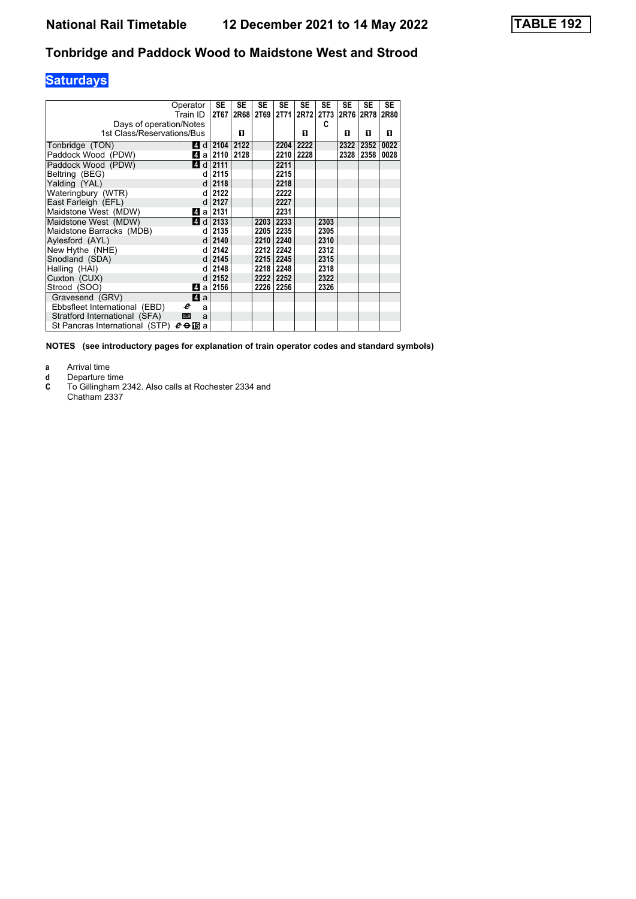# National Rail Timetable 12 December 2021 to 14 May 2022 TABLE 192

## Tonbridge and Paddock Wood to Maidstone West and Strood

### Saturdays

| Operator | | SE | SE | SE | SE | SE | SE | SE | SE | SE |
|---|---|---|---|---|---|---|---|---|---|---|
| Train ID | | 2T67 | 2R68 | 2T69 | 2T71 | 2R72 | 2T73 | 2R76 | 2R78 | 2R80 |
| Days of operation/Notes | | | | | | | C | | | |
| 1st Class/Reservations/Bus | | | 1 | | | 1 | | 1 | 1 | 1 |
| Tonbridge (TON) | 4 d | 2104 | 2122 | | 2204 | 2222 | | 2322 | 2352 | 0022 |
| Paddock Wood (PDW) | 4 a | 2110 | 2128 | | 2210 | 2228 | | 2328 | 2358 | 0028 |
| Paddock Wood (PDW) | 4 d | 2111 | | | 2211 | | | | | |
| Beltring (BEG) | d | 2115 | | | 2215 | | | | | |
| Yalding (YAL) | d | 2118 | | | 2218 | | | | | |
| Wateringbury (WTR) | d | 2122 | | | 2222 | | | | | |
| East Farleigh (EFL) | d | 2127 | | | 2227 | | | | | |
| Maidstone West (MDW) | 4 a | 2131 | | | 2231 | | | | | |
| Maidstone West (MDW) | 4 d | 2133 | | 2203 | 2233 | | 2303 | | | |
| Maidstone Barracks (MDB) | d | 2135 | | 2205 | 2235 | | 2305 | | | |
| Aylesford (AYL) | d | 2140 | | 2210 | 2240 | | 2310 | | | |
| New Hythe (NHE) | d | 2142 | | 2212 | 2242 | | 2312 | | | |
| Snodland (SDA) | d | 2145 | | 2215 | 2245 | | 2315 | | | |
| Halling (HAI) | d | 2148 | | 2218 | 2248 | | 2318 | | | |
| Cuxton (CUX) | d | 2152 | | 2222 | 2252 | | 2322 | | | |
| Strood (SOO) | 4 a | 2156 | | 2226 | 2256 | | 2326 | | | |
| Gravesend (GRV) | 4 a | | | | | | | | | |
| Ebbsfleet International (EBD) | a | | | | | | | | | |
| Stratford International (SFA) | DLR a | | | | | | | | | |
| St Pancras International (STP) | 15 a | | | | | | | | | |

**NOTES (see introductory pages for explanation of train operator codes and standard symbols)**

- **a** Arrival time
- **d** Departure time
- **C** To Gillingham 2342. Also calls at Rochester 2334 and Chatham 2337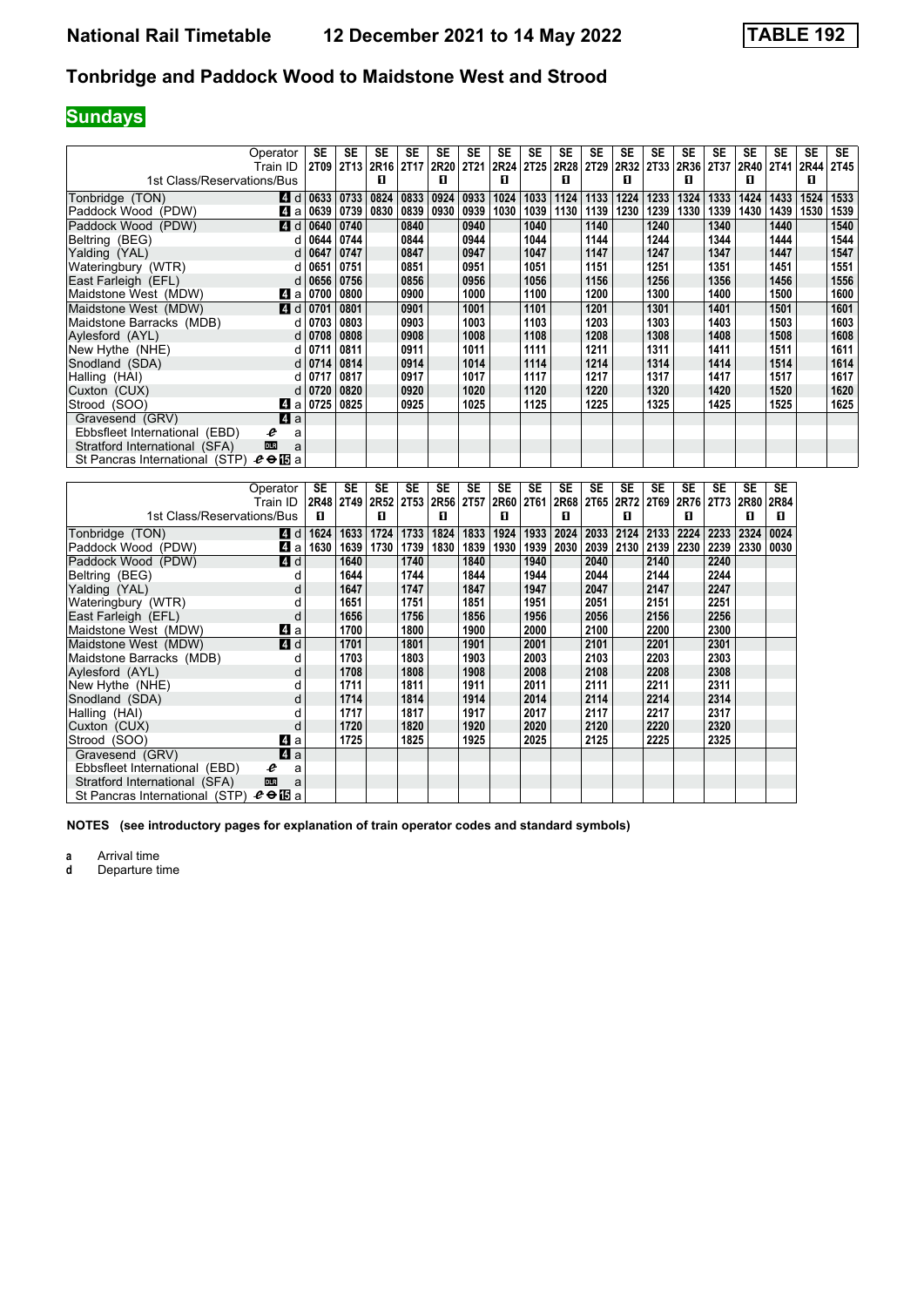# National Rail Timetable 12 December 2021 to 14 May 2022 TABLE 192

## Tonbridge and Paddock Wood to Maidstone West and Strood

### Sundays

| Operator | | SE | SE | SE | SE | SE | SE | SE | SE | SE | SE | SE | SE | SE | SE | SE | SE | SE | SE |
|---|---|---|---|---|---|---|---|---|---|---|---|---|---|---|---|---|---|---|---|
| Train ID | | 2T09 | 2T13 | 2R16 | 2T17 | 2R20 | 2T21 | 2R24 | 2T25 | 2R28 | 2T29 | 2R32 | 2T33 | 2R36 | 2T37 | 2R40 | 2T41 | 2R44 | 2T45 |
| 1st Class/Reservations/Bus | | | | 1 | | 1 | | 1 | | 1 | | 1 | | 1 | | 1 | | 1 | |
| Tonbridge (TON) | 4 d | 0633 | 0733 | 0824 | 0833 | 0924 | 0933 | 1024 | 1033 | 1124 | 1133 | 1224 | 1233 | 1324 | 1333 | 1424 | 1433 | 1524 | 1533 |
| Paddock Wood (PDW) | 4 a | 0639 | 0739 | 0830 | 0839 | 0930 | 0939 | 1030 | 1039 | 1130 | 1139 | 1230 | 1239 | 1330 | 1339 | 1430 | 1439 | 1530 | 1539 |
| Paddock Wood (PDW) | 4 d | 0640 | 0740 | | 0840 | | 0940 | | 1040 | | 1140 | | 1240 | | 1340 | | 1440 | | 1540 |
| Beltring (BEG) | d | 0644 | 0744 | | 0844 | | 0944 | | 1044 | | 1144 | | 1244 | | 1344 | | 1444 | | 1544 |
| Yalding (YAL) | d | 0647 | 0747 | | 0847 | | 0947 | | 1047 | | 1147 | | 1247 | | 1347 | | 1447 | | 1547 |
| Wateringbury (WTR) | d | 0651 | 0751 | | 0851 | | 0951 | | 1051 | | 1151 | | 1251 | | 1351 | | 1451 | | 1551 |
| East Farleigh (EFL) | d | 0656 | 0756 | | 0856 | | 0956 | | 1056 | | 1156 | | 1256 | | 1356 | | 1456 | | 1556 |
| Maidstone West (MDW) | 4 a | 0700 | 0800 | | 0900 | | 1000 | | 1100 | | 1200 | | 1300 | | 1400 | | 1500 | | 1600 |
| Maidstone West (MDW) | 4 d | 0701 | 0801 | | 0901 | | 1001 | | 1101 | | 1201 | | 1301 | | 1401 | | 1501 | | 1601 |
| Maidstone Barracks (MDB) | d | 0703 | 0803 | | 0903 | | 1003 | | 1103 | | 1203 | | 1303 | | 1403 | | 1503 | | 1603 |
| Aylesford (AYL) | d | 0708 | 0808 | | 0908 | | 1008 | | 1108 | | 1208 | | 1308 | | 1408 | | 1508 | | 1608 |
| New Hythe (NHE) | d | 0711 | 0811 | | 0911 | | 1011 | | 1111 | | 1211 | | 1311 | | 1411 | | 1511 | | 1611 |
| Snodland (SDA) | d | 0714 | 0814 | | 0914 | | 1014 | | 1114 | | 1214 | | 1314 | | 1414 | | 1514 | | 1614 |
| Halling (HAI) | d | 0717 | 0817 | | 0917 | | 1017 | | 1117 | | 1217 | | 1317 | | 1417 | | 1517 | | 1617 |
| Cuxton (CUX) | d | 0720 | 0820 | | 0920 | | 1020 | | 1120 | | 1220 | | 1320 | | 1420 | | 1520 | | 1620 |
| Strood (SOO) | 4 a | 0725 | 0825 | | 0925 | | 1025 | | 1125 | | 1225 | | 1325 | | 1425 | | 1525 | | 1625 |
| Gravesend (GRV) | 4 a | | | | | | | | | | | | | | | | | | |
| Ebbsfleet International (EBD) | a | | | | | | | | | | | | | | | | | | |
| Stratford International (SFA) | a | | | | | | | | | | | | | | | | | | |
| St Pancras International (STP) | 15 a | | | | | | | | | | | | | | | | | | |

| Operator | | SE | SE | SE | SE | SE | SE | SE | SE | SE | SE | SE | SE | SE | SE | SE | SE |
|---|---|---|---|---|---|---|---|---|---|---|---|---|---|---|---|---|---|
| Train ID | | 2R48 | 2T49 | 2R52 | 2T53 | 2R56 | 2T57 | 2R60 | 2T61 | 2R68 | 2T65 | 2R72 | 2T69 | 2R76 | 2T73 | 2R80 | 2R84 |
| 1st Class/Reservations/Bus | | 1 | | 1 | | 1 | | 1 | | 1 | | 1 | | 1 | | 1 | 1 |
| Tonbridge (TON) | 4 d | 1624 | 1633 | 1724 | 1733 | 1824 | 1833 | 1924 | 1933 | 2024 | 2033 | 2124 | 2133 | 2224 | 2233 | 2324 | 0024 |
| Paddock Wood (PDW) | 4 a | 1630 | 1639 | 1730 | 1739 | 1830 | 1839 | 1930 | 1939 | 2030 | 2039 | 2130 | 2139 | 2230 | 2239 | 2330 | 0030 |
| Paddock Wood (PDW) | 4 d | | 1640 | | 1740 | | 1840 | | 1940 | | 2040 | | 2140 | | 2240 | | |
| Beltring (BEG) | d | | 1644 | | 1744 | | 1844 | | 1944 | | 2044 | | 2144 | | 2244 | | |
| Yalding (YAL) | d | | 1647 | | 1747 | | 1847 | | 1947 | | 2047 | | 2147 | | 2247 | | |
| Wateringbury (WTR) | d | | 1651 | | 1751 | | 1851 | | 1951 | | 2051 | | 2151 | | 2251 | | |
| East Farleigh (EFL) | d | | 1656 | | 1756 | | 1856 | | 1956 | | 2056 | | 2156 | | 2256 | | |
| Maidstone West (MDW) | 4 a | | 1700 | | 1800 | | 1900 | | 2000 | | 2100 | | 2200 | | 2300 | | |
| Maidstone West (MDW) | 4 d | | 1701 | | 1801 | | 1901 | | 2001 | | 2101 | | 2201 | | 2301 | | |
| Maidstone Barracks (MDB) | d | | 1703 | | 1803 | | 1903 | | 2003 | | 2103 | | 2203 | | 2303 | | |
| Aylesford (AYL) | d | | 1708 | | 1808 | | 1908 | | 2008 | | 2108 | | 2208 | | 2308 | | |
| New Hythe (NHE) | d | | 1711 | | 1811 | | 1911 | | 2011 | | 2111 | | 2211 | | 2311 | | |
| Snodland (SDA) | d | | 1714 | | 1814 | | 1914 | | 2014 | | 2114 | | 2214 | | 2314 | | |
| Halling (HAI) | d | | 1717 | | 1817 | | 1917 | | 2017 | | 2117 | | 2217 | | 2317 | | |
| Cuxton (CUX) | d | | 1720 | | 1820 | | 1920 | | 2020 | | 2120 | | 2220 | | 2320 | | |
| Strood (SOO) | 4 a | | 1725 | | 1825 | | 1925 | | 2025 | | 2125 | | 2225 | | 2325 | | |
| Gravesend (GRV) | 4 a | | | | | | | | | | | | | | | | |
| Ebbsfleet International (EBD) | a | | | | | | | | | | | | | | | | |
| Stratford International (SFA) | a | | | | | | | | | | | | | | | | |
| St Pancras International (STP) | 15 a | | | | | | | | | | | | | | | | |

**NOTES (see introductory pages for explanation of train operator codes and standard symbols)**

**a** Arrival time
**d** Departure time